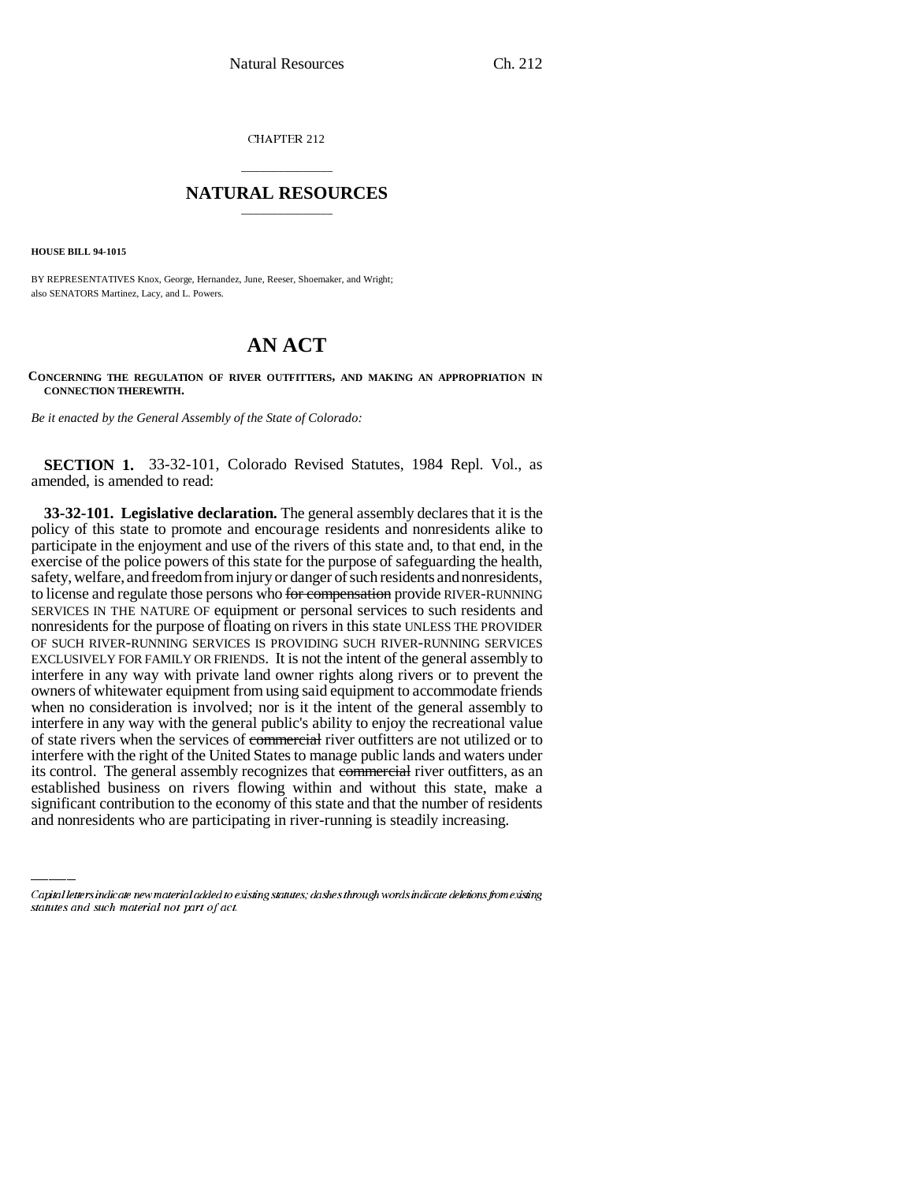CHAPTER 212

# NATURAL RESOURCES

**HOUSE BILL 94-1015**

BY REPRESENTATIVES Knox, George, Hernandez, June, Reeser, Shoemaker, and Wright;
also SENATORS Martinez, Lacy, and L. Powers.

# AN ACT

**CONCERNING THE REGULATION OF RIVER OUTFITTERS, AND MAKING AN APPROPRIATION IN CONNECTION THEREWITH.**

*Be it enacted by the General Assembly of the State of Colorado:*

**SECTION 1.** 33-32-101, Colorado Revised Statutes, 1984 Repl. Vol., as amended, is amended to read:

**33-32-101. Legislative declaration.** The general assembly declares that it is the policy of this state to promote and encourage residents and nonresidents alike to participate in the enjoyment and use of the rivers of this state and, to that end, in the exercise of the police powers of this state for the purpose of safeguarding the health, safety, welfare, and freedom from injury or danger of such residents and nonresidents, to license and regulate those persons who ~~for compensation~~ provide RIVER-RUNNING SERVICES IN THE NATURE OF equipment or personal services to such residents and nonresidents for the purpose of floating on rivers in this state UNLESS THE PROVIDER OF SUCH RIVER-RUNNING SERVICES IS PROVIDING SUCH RIVER-RUNNING SERVICES EXCLUSIVELY FOR FAMILY OR FRIENDS. It is not the intent of the general assembly to interfere in any way with private land owner rights along rivers or to prevent the owners of whitewater equipment from using said equipment to accommodate friends when no consideration is involved; nor is it the intent of the general assembly to interfere in any way with the general public's ability to enjoy the recreational value of state rivers when the services of ~~commercial~~ river outfitters are not utilized or to interfere with the right of the United States to manage public lands and waters under its control. The general assembly recognizes that ~~commercial~~ river outfitters, as an established business on rivers flowing within and without this state, make a significant contribution to the economy of this state and that the number of residents and nonresidents who are participating in river-running is steadily increasing.

*Capital letters indicate new material added to existing statutes; dashes through words indicate deletions from existing statutes and such material not part of act.*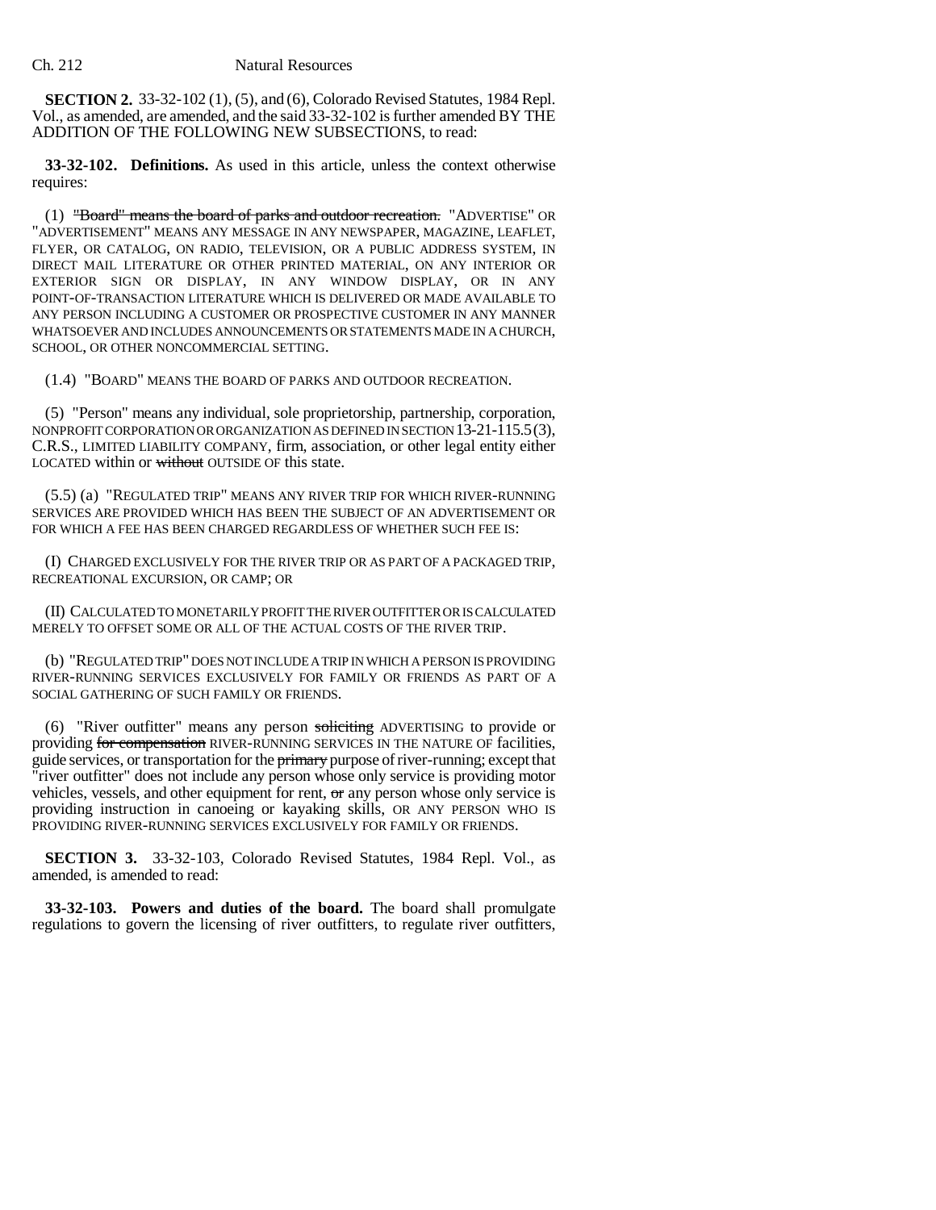**SECTION 2.** 33-32-102 (1), (5), and (6), Colorado Revised Statutes, 1984 Repl. Vol., as amended, are amended, and the said 33-32-102 is further amended BY THE ADDITION OF THE FOLLOWING NEW SUBSECTIONS, to read:

**33-32-102. Definitions.** As used in this article, unless the context otherwise requires:

(1) ~~"Board" means the board of parks and outdoor recreation.~~ "ADVERTISE" OR "ADVERTISEMENT" MEANS ANY MESSAGE IN ANY NEWSPAPER, MAGAZINE, LEAFLET, FLYER, OR CATALOG, ON RADIO, TELEVISION, OR A PUBLIC ADDRESS SYSTEM, IN DIRECT MAIL LITERATURE OR OTHER PRINTED MATERIAL, ON ANY INTERIOR OR EXTERIOR SIGN OR DISPLAY, IN ANY WINDOW DISPLAY, OR IN ANY POINT-OF-TRANSACTION LITERATURE WHICH IS DELIVERED OR MADE AVAILABLE TO ANY PERSON INCLUDING A CUSTOMER OR PROSPECTIVE CUSTOMER IN ANY MANNER WHATSOEVER AND INCLUDES ANNOUNCEMENTS OR STATEMENTS MADE IN A CHURCH, SCHOOL, OR OTHER NONCOMMERCIAL SETTING.

(1.4) "BOARD" MEANS THE BOARD OF PARKS AND OUTDOOR RECREATION.

(5) "Person" means any individual, sole proprietorship, partnership, corporation, NONPROFIT CORPORATION OR ORGANIZATION AS DEFINED IN SECTION 13-21-115.5 (3), C.R.S., LIMITED LIABILITY COMPANY, firm, association, or other legal entity either LOCATED within or ~~without~~ OUTSIDE OF this state.

(5.5) (a) "REGULATED TRIP" MEANS ANY RIVER TRIP FOR WHICH RIVER-RUNNING SERVICES ARE PROVIDED WHICH HAS BEEN THE SUBJECT OF AN ADVERTISEMENT OR FOR WHICH A FEE HAS BEEN CHARGED REGARDLESS OF WHETHER SUCH FEE IS:

(I) CHARGED EXCLUSIVELY FOR THE RIVER TRIP OR AS PART OF A PACKAGED TRIP, RECREATIONAL EXCURSION, OR CAMP; OR

(II) CALCULATED TO MONETARILY PROFIT THE RIVER OUTFITTER OR IS CALCULATED MERELY TO OFFSET SOME OR ALL OF THE ACTUAL COSTS OF THE RIVER TRIP.

(b) "REGULATED TRIP" DOES NOT INCLUDE A TRIP IN WHICH A PERSON IS PROVIDING RIVER-RUNNING SERVICES EXCLUSIVELY FOR FAMILY OR FRIENDS AS PART OF A SOCIAL GATHERING OF SUCH FAMILY OR FRIENDS.

(6) "River outfitter" means any person ~~soliciting~~ ADVERTISING to provide or providing ~~for compensation~~ RIVER-RUNNING SERVICES IN THE NATURE OF facilities, guide services, or transportation for the ~~primary~~ purpose of river-running; except that "river outfitter" does not include any person whose only service is providing motor vehicles, vessels, and other equipment for rent, ~~or~~ any person whose only service is providing instruction in canoeing or kayaking skills, OR ANY PERSON WHO IS PROVIDING RIVER-RUNNING SERVICES EXCLUSIVELY FOR FAMILY OR FRIENDS.

**SECTION 3.** 33-32-103, Colorado Revised Statutes, 1984 Repl. Vol., as amended, is amended to read:

**33-32-103. Powers and duties of the board.** The board shall promulgate regulations to govern the licensing of river outfitters, to regulate river outfitters,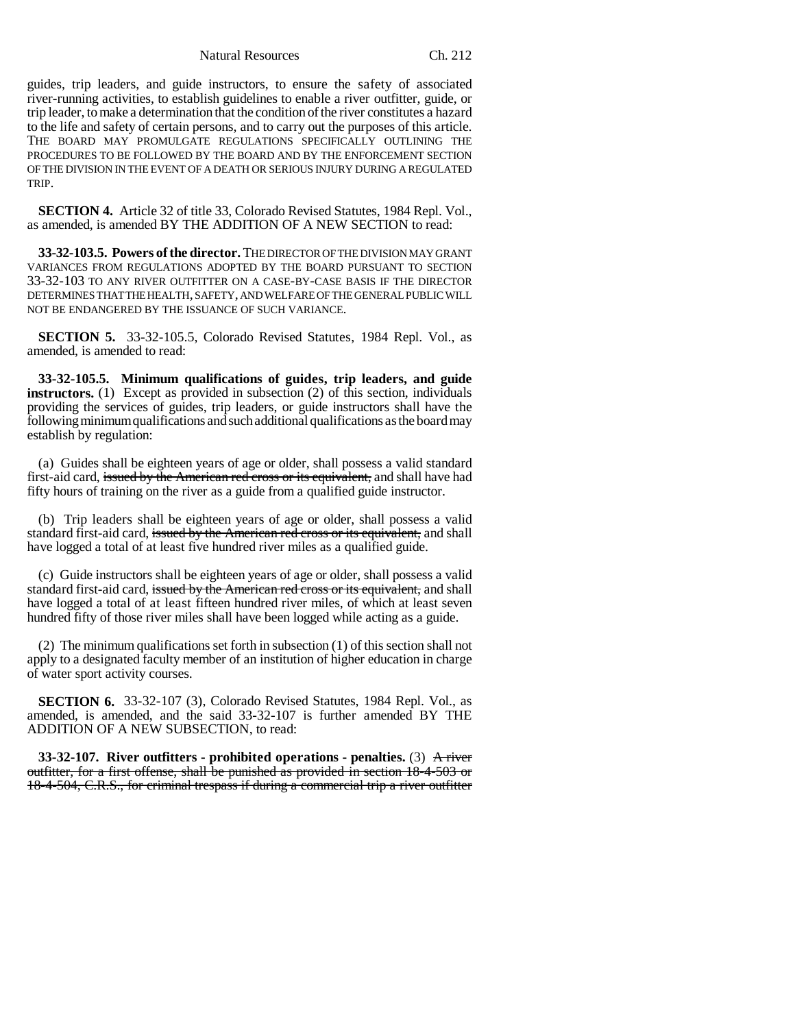guides, trip leaders, and guide instructors, to ensure the safety of associated river-running activities, to establish guidelines to enable a river outfitter, guide, or trip leader, to make a determination that the condition of the river constitutes a hazard to the life and safety of certain persons, and to carry out the purposes of this article. THE BOARD MAY PROMULGATE REGULATIONS SPECIFICALLY OUTLINING THE PROCEDURES TO BE FOLLOWED BY THE BOARD AND BY THE ENFORCEMENT SECTION OF THE DIVISION IN THE EVENT OF A DEATH OR SERIOUS INJURY DURING A REGULATED TRIP.

**SECTION 4.** Article 32 of title 33, Colorado Revised Statutes, 1984 Repl. Vol., as amended, is amended BY THE ADDITION OF A NEW SECTION to read:

**33-32-103.5. Powers of the director.** THE DIRECTOR OF THE DIVISION MAY GRANT VARIANCES FROM REGULATIONS ADOPTED BY THE BOARD PURSUANT TO SECTION 33-32-103 TO ANY RIVER OUTFITTER ON A CASE-BY-CASE BASIS IF THE DIRECTOR DETERMINES THAT THE HEALTH, SAFETY, AND WELFARE OF THE GENERAL PUBLIC WILL NOT BE ENDANGERED BY THE ISSUANCE OF SUCH VARIANCE.

**SECTION 5.** 33-32-105.5, Colorado Revised Statutes, 1984 Repl. Vol., as amended, is amended to read:

**33-32-105.5. Minimum qualifications of guides, trip leaders, and guide instructors.** (1) Except as provided in subsection (2) of this section, individuals providing the services of guides, trip leaders, or guide instructors shall have the following minimum qualifications and such additional qualifications as the board may establish by regulation:

(a) Guides shall be eighteen years of age or older, shall possess a valid standard first-aid card, ~~issued by the American red cross or its equivalent,~~ and shall have had fifty hours of training on the river as a guide from a qualified guide instructor.

(b) Trip leaders shall be eighteen years of age or older, shall possess a valid standard first-aid card, ~~issued by the American red cross or its equivalent,~~ and shall have logged a total of at least five hundred river miles as a qualified guide.

(c) Guide instructors shall be eighteen years of age or older, shall possess a valid standard first-aid card, ~~issued by the American red cross or its equivalent,~~ and shall have logged a total of at least fifteen hundred river miles, of which at least seven hundred fifty of those river miles shall have been logged while acting as a guide.

(2) The minimum qualifications set forth in subsection (1) of this section shall not apply to a designated faculty member of an institution of higher education in charge of water sport activity courses.

**SECTION 6.** 33-32-107 (3), Colorado Revised Statutes, 1984 Repl. Vol., as amended, is amended, and the said 33-32-107 is further amended BY THE ADDITION OF A NEW SUBSECTION, to read:

**33-32-107. River outfitters - prohibited operations - penalties.** (3) ~~A river outfitter, for a first offense, shall be punished as provided in section 18-4-503 or 18-4-504, C.R.S., for criminal trespass if during a commercial trip a river outfitter~~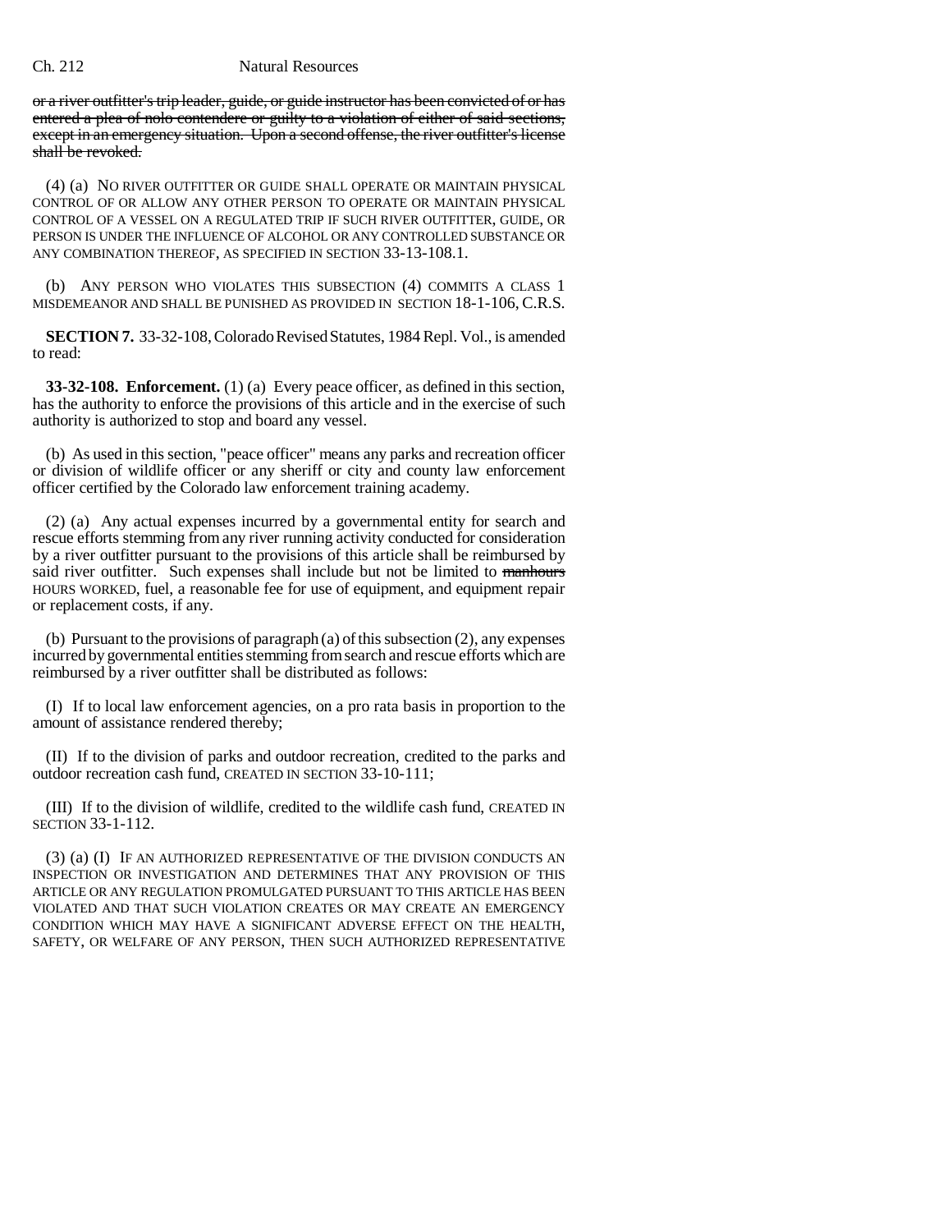~~or a river outfitter's trip leader, guide, or guide instructor has been convicted of or has entered a plea of nolo contendere or guilty to a violation of either of said sections, except in an emergency situation. Upon a second offense, the river outfitter's license shall be revoked.~~

(4) (a) NO RIVER OUTFITTER OR GUIDE SHALL OPERATE OR MAINTAIN PHYSICAL CONTROL OF OR ALLOW ANY OTHER PERSON TO OPERATE OR MAINTAIN PHYSICAL CONTROL OF A VESSEL ON A REGULATED TRIP IF SUCH RIVER OUTFITTER, GUIDE, OR PERSON IS UNDER THE INFLUENCE OF ALCOHOL OR ANY CONTROLLED SUBSTANCE OR ANY COMBINATION THEREOF, AS SPECIFIED IN SECTION 33-13-108.1.

(b) ANY PERSON WHO VIOLATES THIS SUBSECTION (4) COMMITS A CLASS 1 MISDEMEANOR AND SHALL BE PUNISHED AS PROVIDED IN SECTION 18-1-106, C.R.S.

**SECTION 7.** 33-32-108, Colorado Revised Statutes, 1984 Repl. Vol., is amended to read:

**33-32-108. Enforcement.** (1) (a) Every peace officer, as defined in this section, has the authority to enforce the provisions of this article and in the exercise of such authority is authorized to stop and board any vessel.

(b) As used in this section, "peace officer" means any parks and recreation officer or division of wildlife officer or any sheriff or city and county law enforcement officer certified by the Colorado law enforcement training academy.

(2) (a) Any actual expenses incurred by a governmental entity for search and rescue efforts stemming from any river running activity conducted for consideration by a river outfitter pursuant to the provisions of this article shall be reimbursed by said river outfitter. Such expenses shall include but not be limited to ~~manhours~~ HOURS WORKED, fuel, a reasonable fee for use of equipment, and equipment repair or replacement costs, if any.

(b) Pursuant to the provisions of paragraph (a) of this subsection (2), any expenses incurred by governmental entities stemming from search and rescue efforts which are reimbursed by a river outfitter shall be distributed as follows:

(I) If to local law enforcement agencies, on a pro rata basis in proportion to the amount of assistance rendered thereby;

(II) If to the division of parks and outdoor recreation, credited to the parks and outdoor recreation cash fund, CREATED IN SECTION 33-10-111;

(III) If to the division of wildlife, credited to the wildlife cash fund, CREATED IN SECTION 33-1-112.

(3) (a) (I) IF AN AUTHORIZED REPRESENTATIVE OF THE DIVISION CONDUCTS AN INSPECTION OR INVESTIGATION AND DETERMINES THAT ANY PROVISION OF THIS ARTICLE OR ANY REGULATION PROMULGATED PURSUANT TO THIS ARTICLE HAS BEEN VIOLATED AND THAT SUCH VIOLATION CREATES OR MAY CREATE AN EMERGENCY CONDITION WHICH MAY HAVE A SIGNIFICANT ADVERSE EFFECT ON THE HEALTH, SAFETY, OR WELFARE OF ANY PERSON, THEN SUCH AUTHORIZED REPRESENTATIVE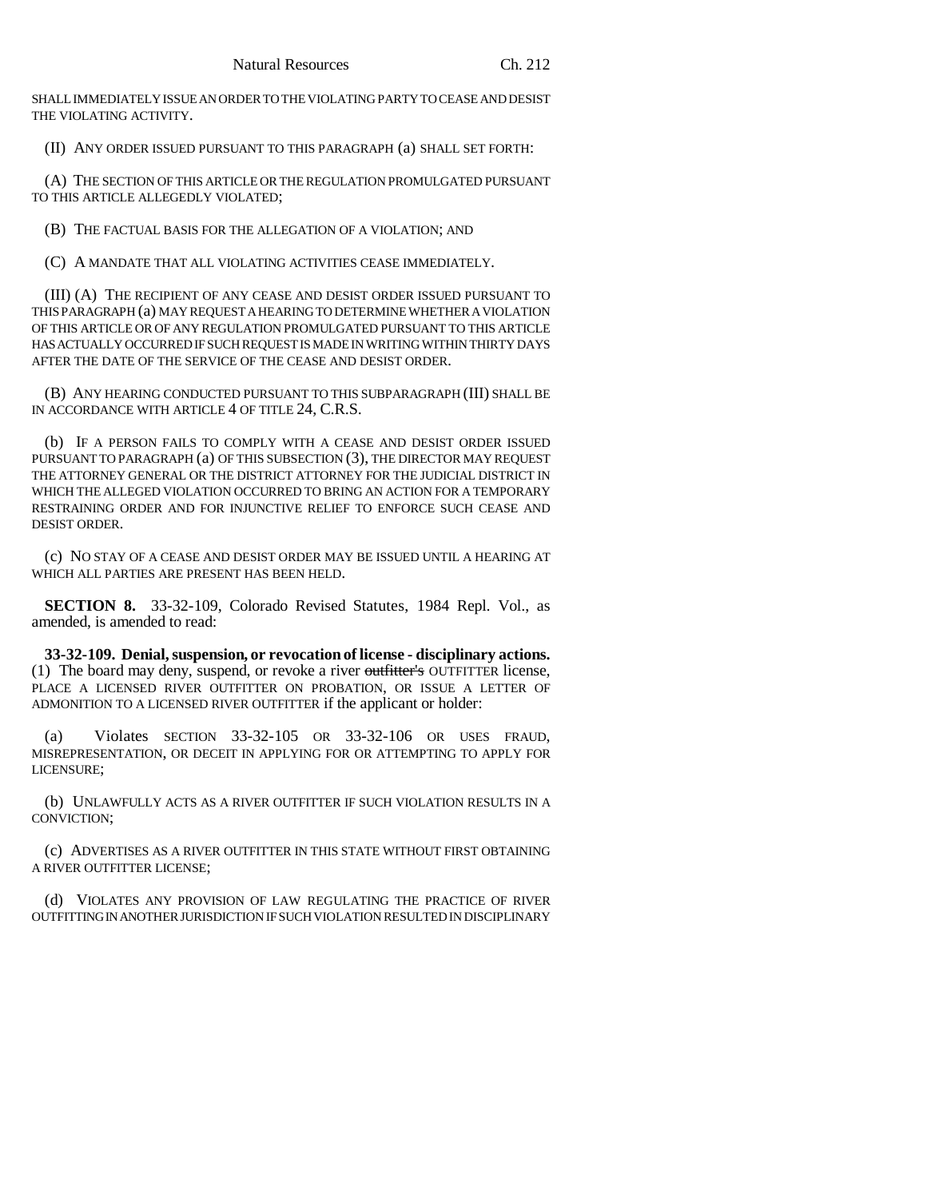SHALL IMMEDIATELY ISSUE AN ORDER TO THE VIOLATING PARTY TO CEASE AND DESIST THE VIOLATING ACTIVITY.

(II) ANY ORDER ISSUED PURSUANT TO THIS PARAGRAPH (a) SHALL SET FORTH:

(A) THE SECTION OF THIS ARTICLE OR THE REGULATION PROMULGATED PURSUANT TO THIS ARTICLE ALLEGEDLY VIOLATED;

(B) THE FACTUAL BASIS FOR THE ALLEGATION OF A VIOLATION; AND

(C) A MANDATE THAT ALL VIOLATING ACTIVITIES CEASE IMMEDIATELY.

(III) (A) THE RECIPIENT OF ANY CEASE AND DESIST ORDER ISSUED PURSUANT TO THIS PARAGRAPH (a) MAY REQUEST A HEARING TO DETERMINE WHETHER A VIOLATION OF THIS ARTICLE OR OF ANY REGULATION PROMULGATED PURSUANT TO THIS ARTICLE HAS ACTUALLY OCCURRED IF SUCH REQUEST IS MADE IN WRITING WITHIN THIRTY DAYS AFTER THE DATE OF THE SERVICE OF THE CEASE AND DESIST ORDER.

(B) ANY HEARING CONDUCTED PURSUANT TO THIS SUBPARAGRAPH (III) SHALL BE IN ACCORDANCE WITH ARTICLE 4 OF TITLE 24, C.R.S.

(b) IF A PERSON FAILS TO COMPLY WITH A CEASE AND DESIST ORDER ISSUED PURSUANT TO PARAGRAPH (a) OF THIS SUBSECTION (3), THE DIRECTOR MAY REQUEST THE ATTORNEY GENERAL OR THE DISTRICT ATTORNEY FOR THE JUDICIAL DISTRICT IN WHICH THE ALLEGED VIOLATION OCCURRED TO BRING AN ACTION FOR A TEMPORARY RESTRAINING ORDER AND FOR INJUNCTIVE RELIEF TO ENFORCE SUCH CEASE AND DESIST ORDER.

(c) NO STAY OF A CEASE AND DESIST ORDER MAY BE ISSUED UNTIL A HEARING AT WHICH ALL PARTIES ARE PRESENT HAS BEEN HELD.

**SECTION 8.** 33-32-109, Colorado Revised Statutes, 1984 Repl. Vol., as amended, is amended to read:

**33-32-109. Denial, suspension, or revocation of license - disciplinary actions.** (1) The board may deny, suspend, or revoke a river ~~outfitter's~~ OUTFITTER license, PLACE A LICENSED RIVER OUTFITTER ON PROBATION, OR ISSUE A LETTER OF ADMONITION TO A LICENSED RIVER OUTFITTER if the applicant or holder:

(a) Violates SECTION 33-32-105 OR 33-32-106 OR USES FRAUD, MISREPRESENTATION, OR DECEIT IN APPLYING FOR OR ATTEMPTING TO APPLY FOR LICENSURE;

(b) UNLAWFULLY ACTS AS A RIVER OUTFITTER IF SUCH VIOLATION RESULTS IN A CONVICTION;

(c) ADVERTISES AS A RIVER OUTFITTER IN THIS STATE WITHOUT FIRST OBTAINING A RIVER OUTFITTER LICENSE;

(d) VIOLATES ANY PROVISION OF LAW REGULATING THE PRACTICE OF RIVER OUTFITTING IN ANOTHER JURISDICTION IF SUCH VIOLATION RESULTED IN DISCIPLINARY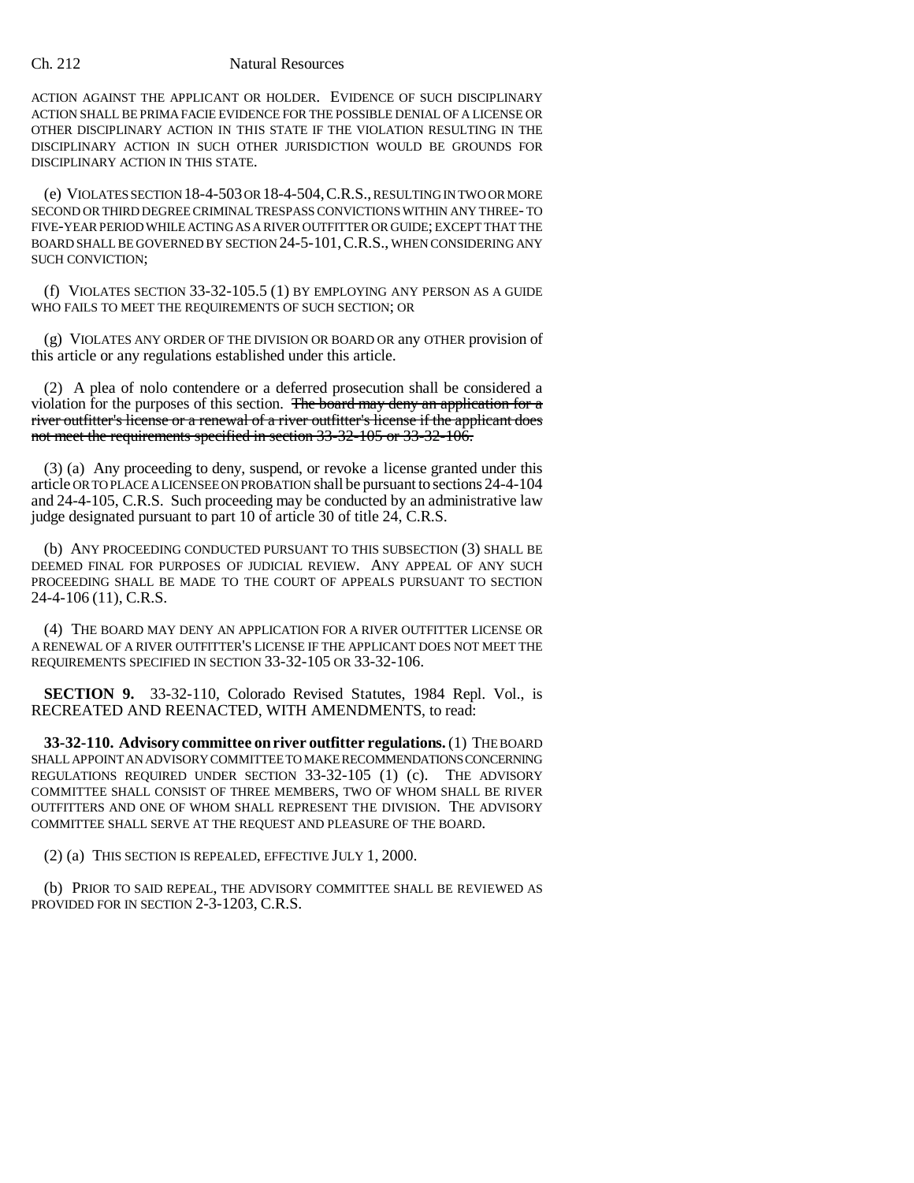ACTION AGAINST THE APPLICANT OR HOLDER. EVIDENCE OF SUCH DISCIPLINARY ACTION SHALL BE PRIMA FACIE EVIDENCE FOR THE POSSIBLE DENIAL OF A LICENSE OR OTHER DISCIPLINARY ACTION IN THIS STATE IF THE VIOLATION RESULTING IN THE DISCIPLINARY ACTION IN SUCH OTHER JURISDICTION WOULD BE GROUNDS FOR DISCIPLINARY ACTION IN THIS STATE.

(e) VIOLATES SECTION 18-4-503 OR 18-4-504, C.R.S., RESULTING IN TWO OR MORE SECOND OR THIRD DEGREE CRIMINAL TRESPASS CONVICTIONS WITHIN ANY THREE- TO FIVE-YEAR PERIOD WHILE ACTING AS A RIVER OUTFITTER OR GUIDE; EXCEPT THAT THE BOARD SHALL BE GOVERNED BY SECTION 24-5-101, C.R.S., WHEN CONSIDERING ANY SUCH CONVICTION;

(f) VIOLATES SECTION 33-32-105.5 (1) BY EMPLOYING ANY PERSON AS A GUIDE WHO FAILS TO MEET THE REQUIREMENTS OF SUCH SECTION; OR

(g) VIOLATES ANY ORDER OF THE DIVISION OR BOARD OR any OTHER provision of this article or any regulations established under this article.

(2) A plea of nolo contendere or a deferred prosecution shall be considered a violation for the purposes of this section. ~~The board may deny an application for a river outfitter's license or a renewal of a river outfitter's license if the applicant does not meet the requirements specified in section 33-32-105 or 33-32-106.~~

(3) (a) Any proceeding to deny, suspend, or revoke a license granted under this article OR TO PLACE A LICENSEE ON PROBATION shall be pursuant to sections 24-4-104 and 24-4-105, C.R.S. Such proceeding may be conducted by an administrative law judge designated pursuant to part 10 of article 30 of title 24, C.R.S.

(b) ANY PROCEEDING CONDUCTED PURSUANT TO THIS SUBSECTION (3) SHALL BE DEEMED FINAL FOR PURPOSES OF JUDICIAL REVIEW. ANY APPEAL OF ANY SUCH PROCEEDING SHALL BE MADE TO THE COURT OF APPEALS PURSUANT TO SECTION 24-4-106 (11), C.R.S.

(4) THE BOARD MAY DENY AN APPLICATION FOR A RIVER OUTFITTER LICENSE OR A RENEWAL OF A RIVER OUTFITTER'S LICENSE IF THE APPLICANT DOES NOT MEET THE REQUIREMENTS SPECIFIED IN SECTION 33-32-105 OR 33-32-106.

**SECTION 9.** 33-32-110, Colorado Revised Statutes, 1984 Repl. Vol., is RECREATED AND REENACTED, WITH AMENDMENTS, to read:

**33-32-110. Advisory committee on river outfitter regulations.** (1) THE BOARD SHALL APPOINT AN ADVISORY COMMITTEE TO MAKE RECOMMENDATIONS CONCERNING REGULATIONS REQUIRED UNDER SECTION 33-32-105 (1) (c). THE ADVISORY COMMITTEE SHALL CONSIST OF THREE MEMBERS, TWO OF WHOM SHALL BE RIVER OUTFITTERS AND ONE OF WHOM SHALL REPRESENT THE DIVISION. THE ADVISORY COMMITTEE SHALL SERVE AT THE REQUEST AND PLEASURE OF THE BOARD.

(2) (a) THIS SECTION IS REPEALED, EFFECTIVE JULY 1, 2000.

(b) PRIOR TO SAID REPEAL, THE ADVISORY COMMITTEE SHALL BE REVIEWED AS PROVIDED FOR IN SECTION 2-3-1203, C.R.S.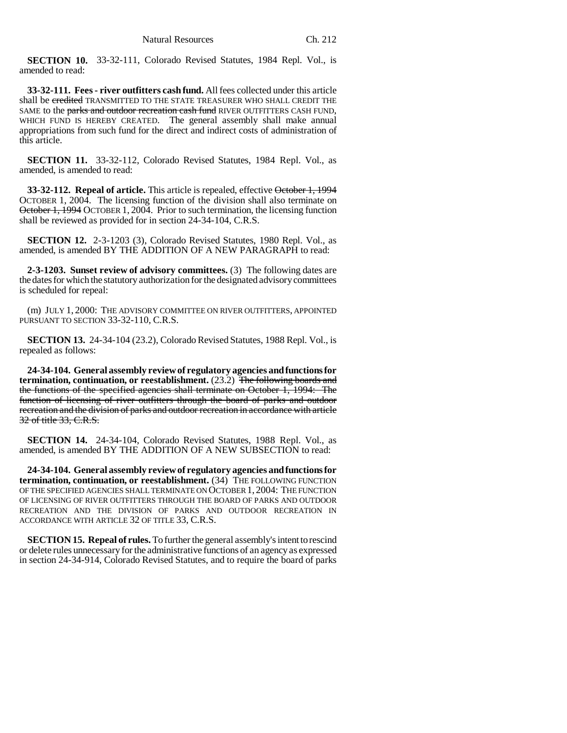**SECTION 10.** 33-32-111, Colorado Revised Statutes, 1984 Repl. Vol., is amended to read:

**33-32-111. Fees - river outfitters cash fund.** All fees collected under this article shall be ~~credited~~ TRANSMITTED TO THE STATE TREASURER WHO SHALL CREDIT THE SAME to the ~~parks and outdoor recreation cash fund~~ RIVER OUTFITTERS CASH FUND, WHICH FUND IS HEREBY CREATED. The general assembly shall make annual appropriations from such fund for the direct and indirect costs of administration of this article.

**SECTION 11.** 33-32-112, Colorado Revised Statutes, 1984 Repl. Vol., as amended, is amended to read:

**33-32-112. Repeal of article.** This article is repealed, effective ~~October 1, 1994~~ OCTOBER 1, 2004. The licensing function of the division shall also terminate on ~~October 1, 1994~~ OCTOBER 1, 2004. Prior to such termination, the licensing function shall be reviewed as provided for in section 24-34-104, C.R.S.

**SECTION 12.** 2-3-1203 (3), Colorado Revised Statutes, 1980 Repl. Vol., as amended, is amended BY THE ADDITION OF A NEW PARAGRAPH to read:

**2-3-1203. Sunset review of advisory committees.** (3) The following dates are the dates for which the statutory authorization for the designated advisory committees is scheduled for repeal:

(m) JULY 1, 2000: THE ADVISORY COMMITTEE ON RIVER OUTFITTERS, APPOINTED PURSUANT TO SECTION 33-32-110, C.R.S.

**SECTION 13.** 24-34-104 (23.2), Colorado Revised Statutes, 1988 Repl. Vol., is repealed as follows:

**24-34-104. General assembly review of regulatory agencies and functions for termination, continuation, or reestablishment.** (23.2) ~~The following boards and the functions of the specified agencies shall terminate on October 1, 1994: The function of licensing of river outfitters through the board of parks and outdoor recreation and the division of parks and outdoor recreation in accordance with article 32 of title 33, C.R.S.~~

**SECTION 14.** 24-34-104, Colorado Revised Statutes, 1988 Repl. Vol., as amended, is amended BY THE ADDITION OF A NEW SUBSECTION to read:

**24-34-104. General assembly review of regulatory agencies and functions for termination, continuation, or reestablishment.** (34) THE FOLLOWING FUNCTION OF THE SPECIFIED AGENCIES SHALL TERMINATE ON OCTOBER 1, 2004: THE FUNCTION OF LICENSING OF RIVER OUTFITTERS THROUGH THE BOARD OF PARKS AND OUTDOOR RECREATION AND THE DIVISION OF PARKS AND OUTDOOR RECREATION IN ACCORDANCE WITH ARTICLE 32 OF TITLE 33, C.R.S.

**SECTION 15. Repeal of rules.** To further the general assembly's intent to rescind or delete rules unnecessary for the administrative functions of an agency as expressed in section 24-34-914, Colorado Revised Statutes, and to require the board of parks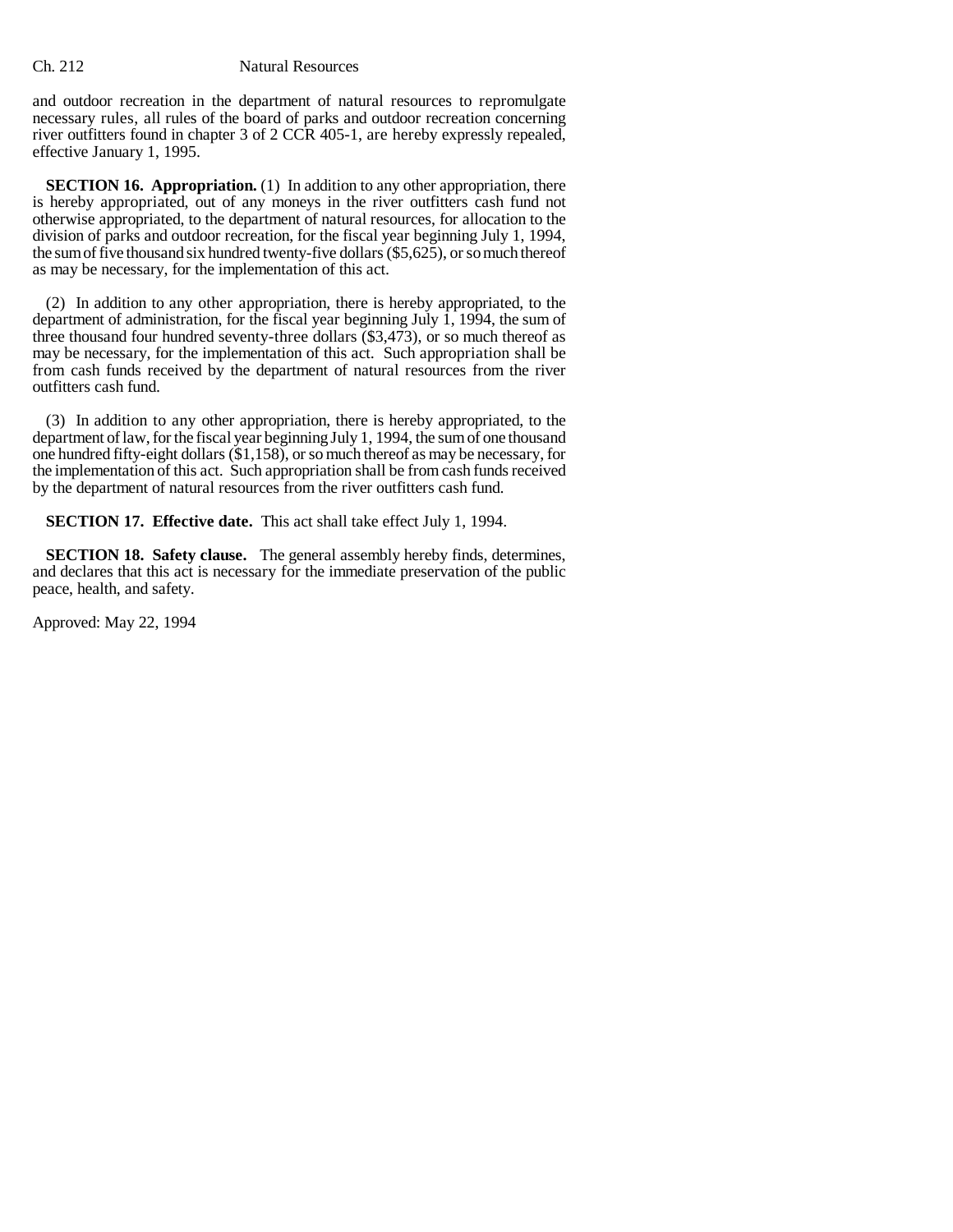and outdoor recreation in the department of natural resources to repromulgate necessary rules, all rules of the board of parks and outdoor recreation concerning river outfitters found in chapter 3 of 2 CCR 405-1, are hereby expressly repealed, effective January 1, 1995.

**SECTION 16. Appropriation.** (1) In addition to any other appropriation, there is hereby appropriated, out of any moneys in the river outfitters cash fund not otherwise appropriated, to the department of natural resources, for allocation to the division of parks and outdoor recreation, for the fiscal year beginning July 1, 1994, the sum of five thousand six hundred twenty-five dollars ($5,625), or so much thereof as may be necessary, for the implementation of this act.

(2) In addition to any other appropriation, there is hereby appropriated, to the department of administration, for the fiscal year beginning July 1, 1994, the sum of three thousand four hundred seventy-three dollars ($3,473), or so much thereof as may be necessary, for the implementation of this act. Such appropriation shall be from cash funds received by the department of natural resources from the river outfitters cash fund.

(3) In addition to any other appropriation, there is hereby appropriated, to the department of law, for the fiscal year beginning July 1, 1994, the sum of one thousand one hundred fifty-eight dollars ($1,158), or so much thereof as may be necessary, for the implementation of this act. Such appropriation shall be from cash funds received by the department of natural resources from the river outfitters cash fund.

**SECTION 17. Effective date.** This act shall take effect July 1, 1994.

**SECTION 18. Safety clause.** The general assembly hereby finds, determines, and declares that this act is necessary for the immediate preservation of the public peace, health, and safety.

Approved: May 22, 1994